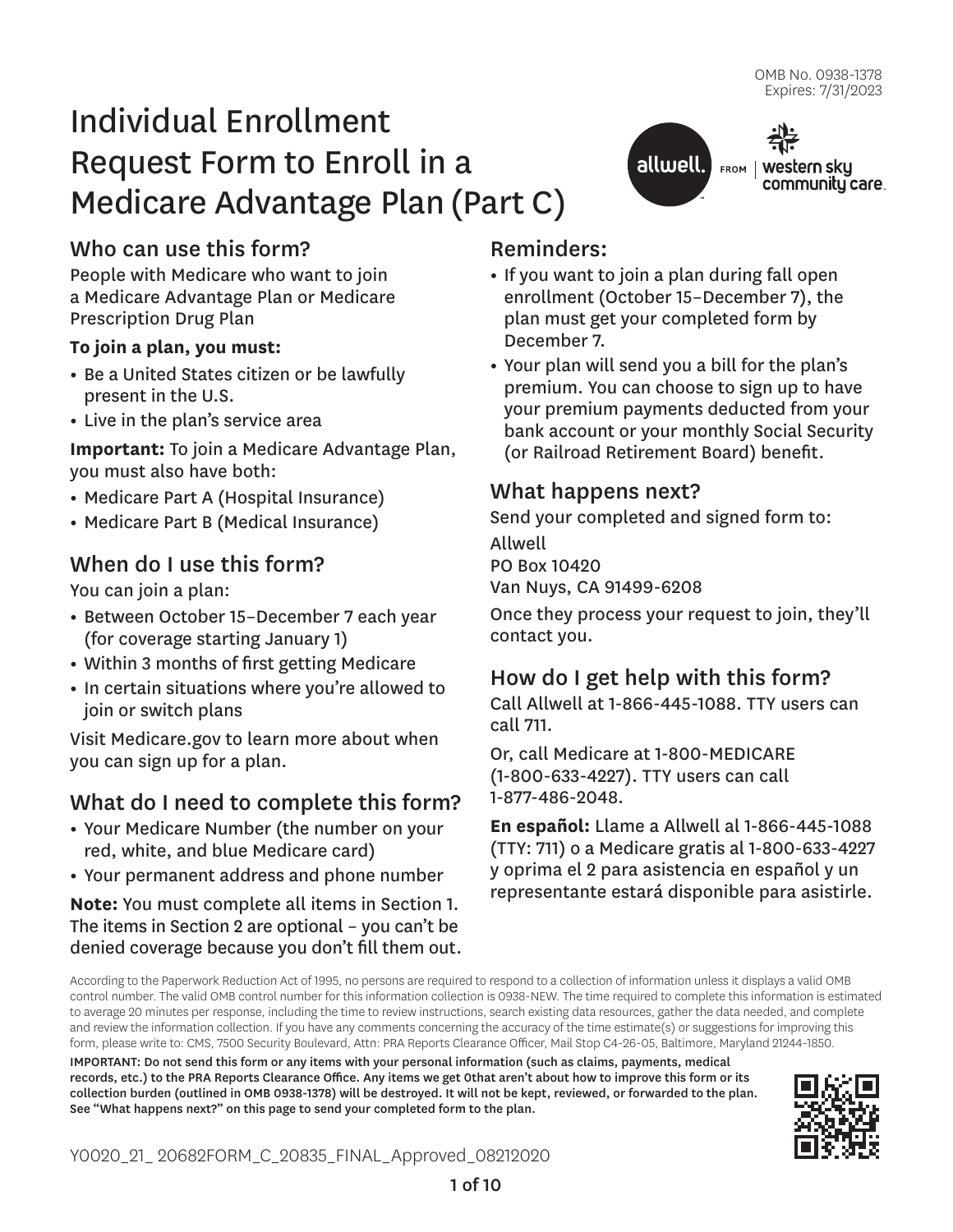OMB No. 0938-1378
Expires: 7/31/2023

# Individual Enrollment Request Form to Enroll in a Medicare Advantage Plan (Part C)

allwell. FROM western sky community care

## Who can use this form?

People with Medicare who want to join a Medicare Advantage Plan or Medicare Prescription Drug Plan

**To join a plan, you must:**

- Be a United States citizen or be lawfully present in the U.S.
- Live in the plan's service area

**Important:** To join a Medicare Advantage Plan, you must also have both:

- Medicare Part A (Hospital Insurance)
- Medicare Part B (Medical Insurance)

## When do I use this form?

You can join a plan:

- Between October 15–December 7 each year (for coverage starting January 1)
- Within 3 months of first getting Medicare
- In certain situations where you're allowed to join or switch plans

Visit Medicare.gov to learn more about when you can sign up for a plan.

## What do I need to complete this form?

- Your Medicare Number (the number on your red, white, and blue Medicare card)
- Your permanent address and phone number

**Note:** You must complete all items in Section 1. The items in Section 2 are optional – you can't be denied coverage because you don't fill them out.

## Reminders:

- If you want to join a plan during fall open enrollment (October 15–December 7), the plan must get your completed form by December 7.
- Your plan will send you a bill for the plan's premium. You can choose to sign up to have your premium payments deducted from your bank account or your monthly Social Security (or Railroad Retirement Board) benefit.

## What happens next?

Send your completed and signed form to:

Allwell
PO Box 10420
Van Nuys, CA 91499-6208

Once they process your request to join, they'll contact you.

## How do I get help with this form?

Call Allwell at 1-866-445-1088. TTY users can call 711.

Or, call Medicare at 1-800-MEDICARE (1-800-633-4227). TTY users can call 1-877-486-2048.

**En español:** Llame a Allwell al 1-866-445-1088 (TTY: 711) o a Medicare gratis al 1-800-633-4227 y oprima el 2 para asistencia en español y un representante estará disponible para asistirle.

According to the Paperwork Reduction Act of 1995, no persons are required to respond to a collection of information unless it displays a valid OMB control number. The valid OMB control number for this information collection is 0938-NEW. The time required to complete this information is estimated to average 20 minutes per response, including the time to review instructions, search existing data resources, gather the data needed, and complete and review the information collection. If you have any comments concerning the accuracy of the time estimate(s) or suggestions for improving this form, please write to: CMS, 7500 Security Boulevard, Attn: PRA Reports Clearance Officer, Mail Stop C4-26-05, Baltimore, Maryland 21244-1850.

**IMPORTANT: Do not send this form or any items with your personal information (such as claims, payments, medical records, etc.) to the PRA Reports Clearance Office. Any items we get 0that aren't about how to improve this form or its collection burden (outlined in OMB 0938-1378) will be destroyed. It will not be kept, reviewed, or forwarded to the plan. See "What happens next?" on this page to send your completed form to the plan.**

Y0020_21_ 20682FORM_C_20835_FINAL_Approved_08212020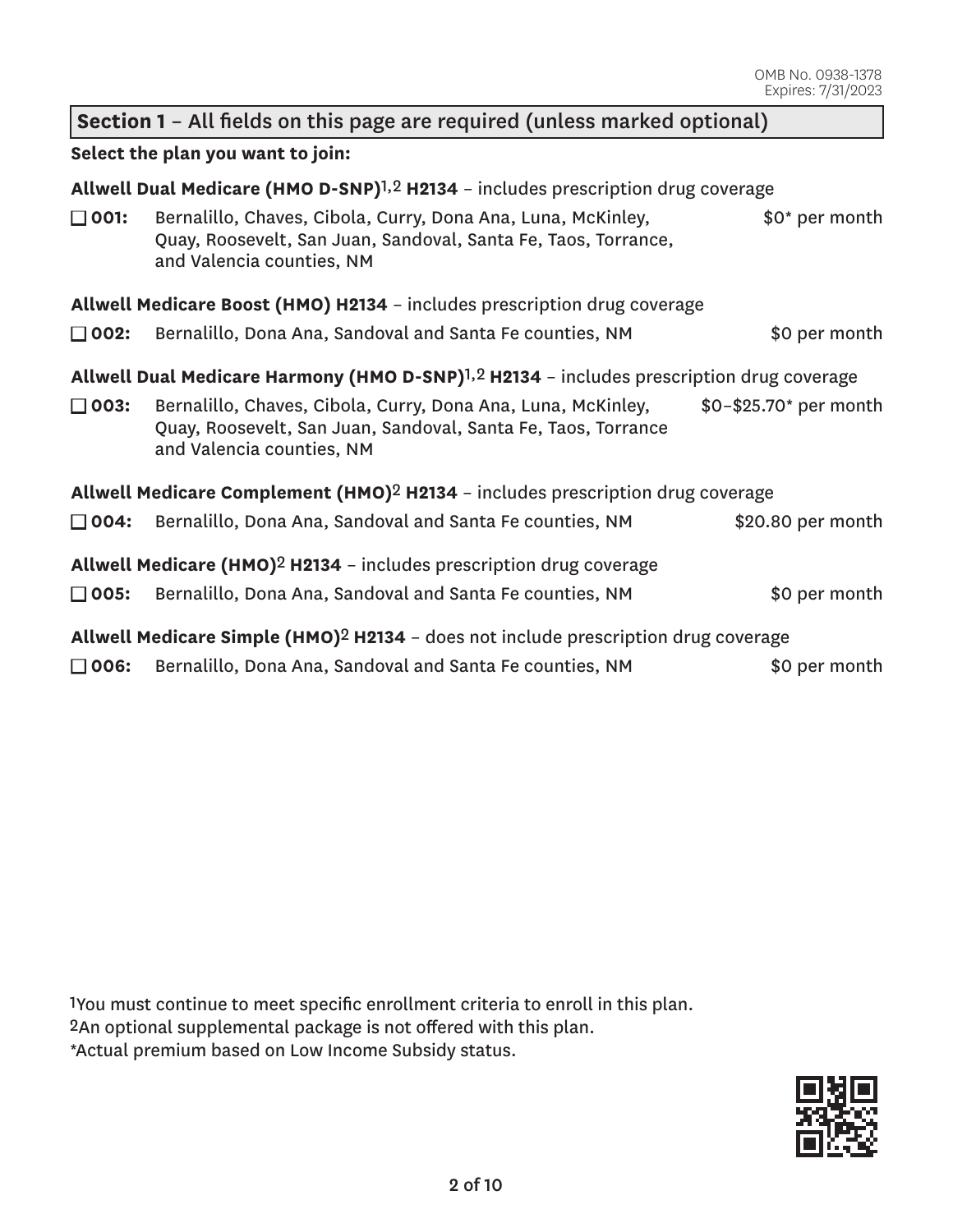OMB No. 0938-1378
Expires: 7/31/2023

## Section 1 – All fields on this page are required (unless marked optional)

**Select the plan you want to join:**

**Allwell Dual Medicare (HMO D-SNP)**[1,2] **H2134** – includes prescription drug coverage

- ☐ **001:** Bernalillo, Chaves, Cibola, Curry, Dona Ana, Luna, McKinley, Quay, Roosevelt, San Juan, Sandoval, Santa Fe, Taos, Torrance, and Valencia counties, NM — $0* per month

**Allwell Medicare Boost (HMO) H2134** – includes prescription drug coverage

- ☐ **002:** Bernalillo, Dona Ana, Sandoval and Santa Fe counties, NM — $0 per month

**Allwell Dual Medicare Harmony (HMO D-SNP)**[1,2] **H2134** – includes prescription drug coverage

- ☐ **003:** Bernalillo, Chaves, Cibola, Curry, Dona Ana, Luna, McKinley, Quay, Roosevelt, San Juan, Sandoval, Santa Fe, Taos, Torrance and Valencia counties, NM — $0–$25.70* per month

**Allwell Medicare Complement (HMO)**[2] **H2134** – includes prescription drug coverage

- ☐ **004:** Bernalillo, Dona Ana, Sandoval and Santa Fe counties, NM — $20.80 per month

**Allwell Medicare (HMO)**[2] **H2134** – includes prescription drug coverage

- ☐ **005:** Bernalillo, Dona Ana, Sandoval and Santa Fe counties, NM — $0 per month

**Allwell Medicare Simple (HMO)**[2] **H2134** – does not include prescription drug coverage

- ☐ **006:** Bernalillo, Dona Ana, Sandoval and Santa Fe counties, NM — $0 per month

[1]You must continue to meet specific enrollment criteria to enroll in this plan.
[2]An optional supplemental package is not offered with this plan.
*Actual premium based on Low Income Subsidy status.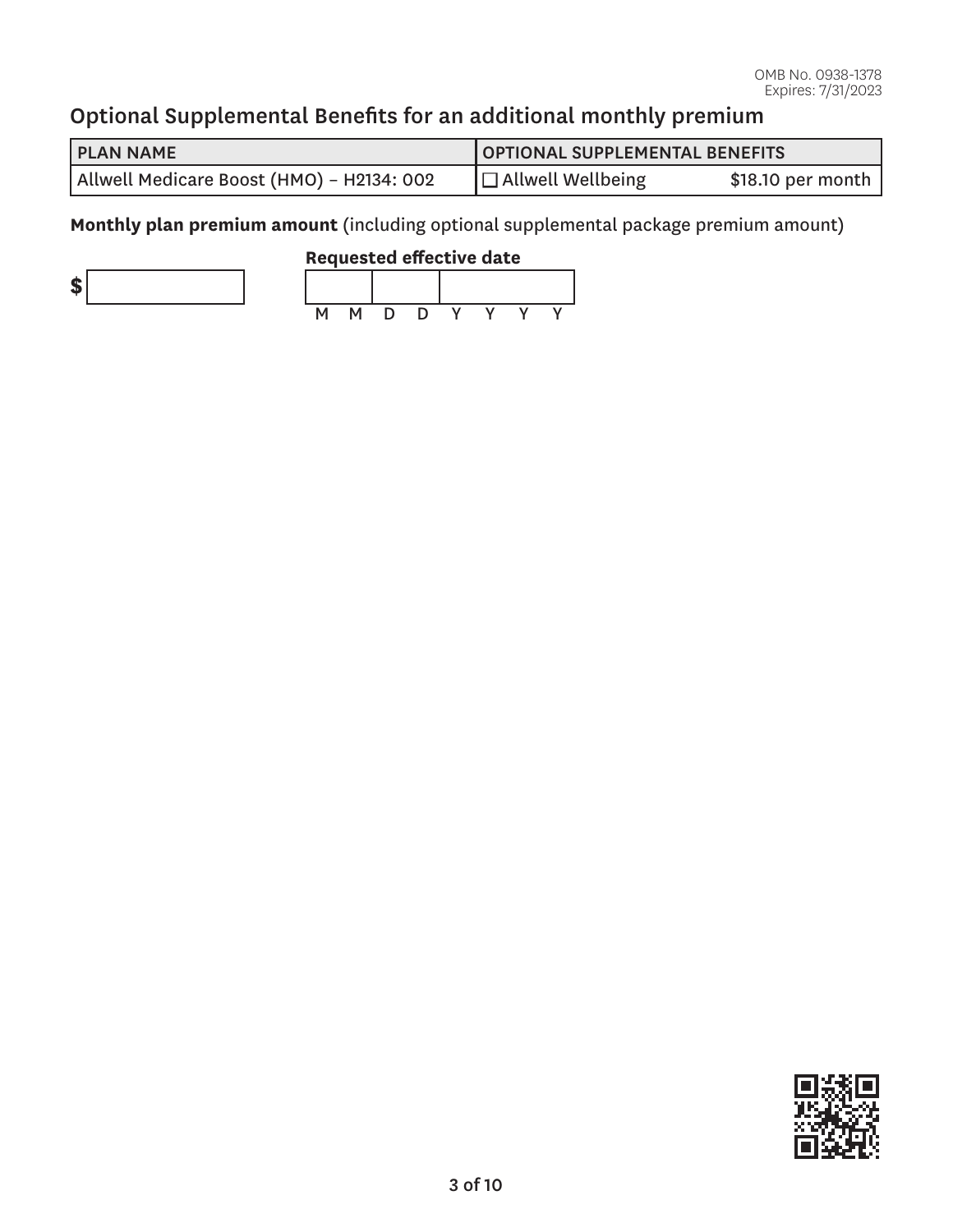OMB No. 0938-1378
Expires: 7/31/2023

## Optional Supplemental Benefits for an additional monthly premium

| PLAN NAME | OPTIONAL SUPPLEMENTAL BENEFITS | |
|---|---|---|
| Allwell Medicare Boost (HMO) – H2134: 002 | ☐ Allwell Wellbeing | $18.10 per month |

**Monthly plan premium amount** (including optional supplemental package premium amount)

$ ____________

**Requested effective date**

| | | |
|---|---|---|
| M M | D D | Y Y Y Y |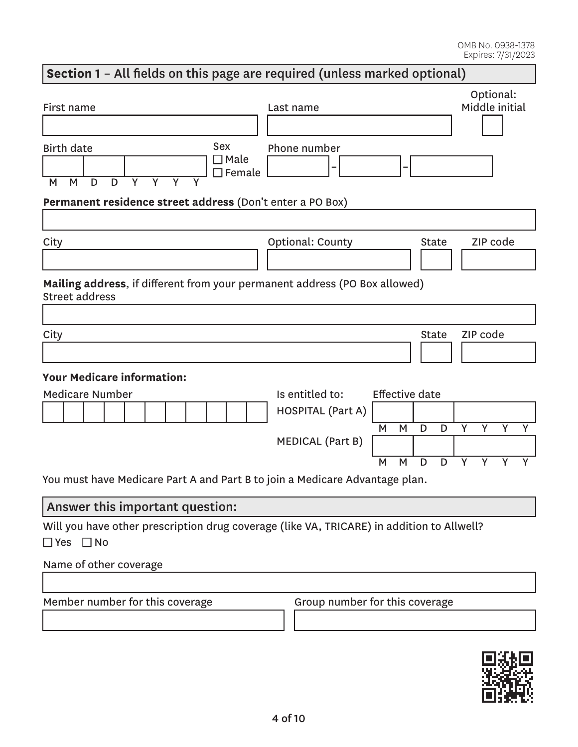OMB No. 0938-1378
Expires: 7/31/2023

## Section 1 – All fields on this page are required (unless marked optional)

First name

Last name

Optional: Middle initial

Birth date (M M D D Y Y Y Y)

Sex
☐ Male
☐ Female

Phone number

**Permanent residence street address** (Don't enter a PO Box)

City

Optional: County

State

ZIP code

**Mailing address**, if different from your permanent address (PO Box allowed)

Street address

City

State

ZIP code

**Your Medicare information:**

Medicare Number

Is entitled to:

Effective date

HOSPITAL (Part A) (M M D D Y Y Y Y)

MEDICAL (Part B) (M M D D Y Y Y Y)

You must have Medicare Part A and Part B to join a Medicare Advantage plan.

## Answer this important question:

Will you have other prescription drug coverage (like VA, TRICARE) in addition to Allwell?

☐ Yes ☐ No

Name of other coverage

Member number for this coverage

Group number for this coverage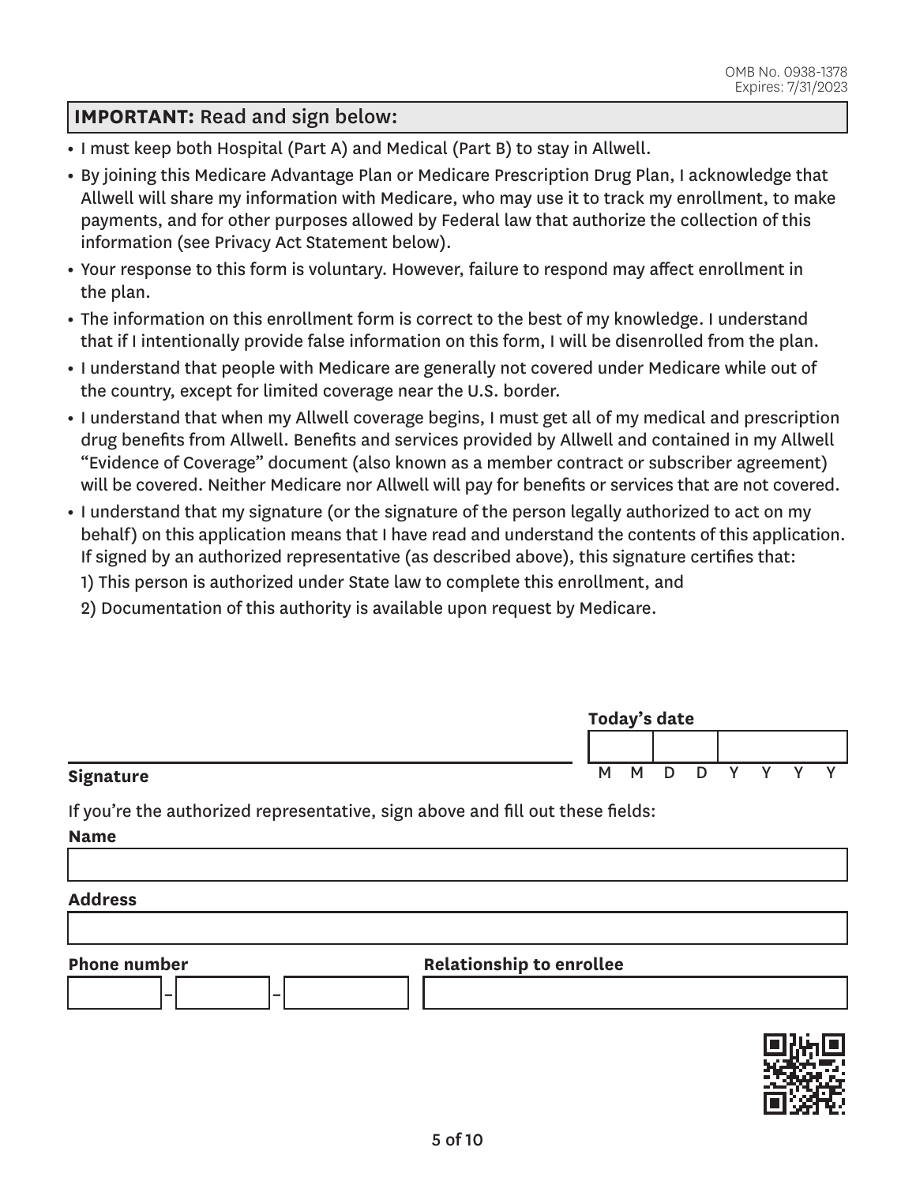OMB No. 0938-1378
Expires: 7/31/2023

## IMPORTANT: Read and sign below:

- I must keep both Hospital (Part A) and Medical (Part B) to stay in Allwell.
- By joining this Medicare Advantage Plan or Medicare Prescription Drug Plan, I acknowledge that Allwell will share my information with Medicare, who may use it to track my enrollment, to make payments, and for other purposes allowed by Federal law that authorize the collection of this information (see Privacy Act Statement below).
- Your response to this form is voluntary. However, failure to respond may affect enrollment in the plan.
- The information on this enrollment form is correct to the best of my knowledge. I understand that if I intentionally provide false information on this form, I will be disenrolled from the plan.
- I understand that people with Medicare are generally not covered under Medicare while out of the country, except for limited coverage near the U.S. border.
- I understand that when my Allwell coverage begins, I must get all of my medical and prescription drug benefits from Allwell. Benefits and services provided by Allwell and contained in my Allwell "Evidence of Coverage" document (also known as a member contract or subscriber agreement) will be covered. Neither Medicare nor Allwell will pay for benefits or services that are not covered.
- I understand that my signature (or the signature of the person legally authorized to act on my behalf) on this application means that I have read and understand the contents of this application. If signed by an authorized representative (as described above), this signature certifies that:
  1) This person is authorized under State law to complete this enrollment, and
  2) Documentation of this authority is available upon request by Medicare.

**Signature** ______________________________

**Today's date** ___ ___ / ___ ___ / ___ ___ ___ ___ (M M D D Y Y Y Y)

If you're the authorized representative, sign above and fill out these fields:

**Name** ______________________________

**Address** ______________________________

**Phone number** ______ – ______ – ______

**Relationship to enrollee** ______________________________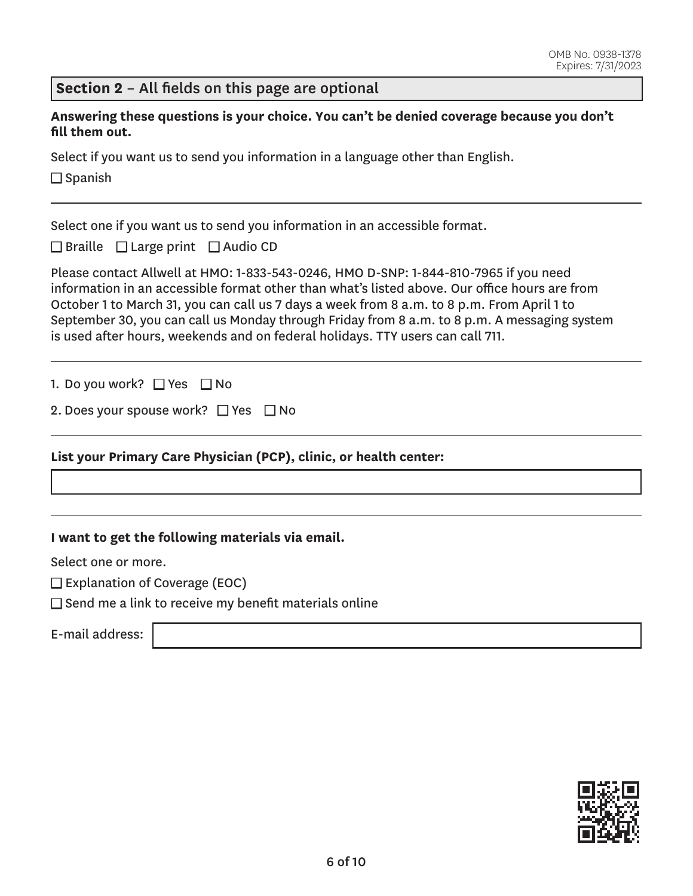OMB No. 0938-1378
Expires: 7/31/2023

## Section 2 – All fields on this page are optional

**Answering these questions is your choice. You can't be denied coverage because you don't fill them out.**

Select if you want us to send you information in a language other than English.

☐ Spanish

---

Select one if you want us to send you information in an accessible format.

☐ Braille ☐ Large print ☐ Audio CD

Please contact Allwell at HMO: 1-833-543-0246, HMO D-SNP: 1-844-810-7965 if you need information in an accessible format other than what's listed above. Our office hours are from October 1 to March 31, you can call us 7 days a week from 8 a.m. to 8 p.m. From April 1 to September 30, you can call us Monday through Friday from 8 a.m. to 8 p.m. A messaging system is used after hours, weekends and on federal holidays. TTY users can call 711.

---

1. Do you work? ☐ Yes ☐ No

2. Does your spouse work? ☐ Yes ☐ No

---

**List your Primary Care Physician (PCP), clinic, or health center:**

______________________________

---

**I want to get the following materials via email.**

Select one or more.

☐ Explanation of Coverage (EOC)

☐ Send me a link to receive my benefit materials online

E-mail address: ______________________________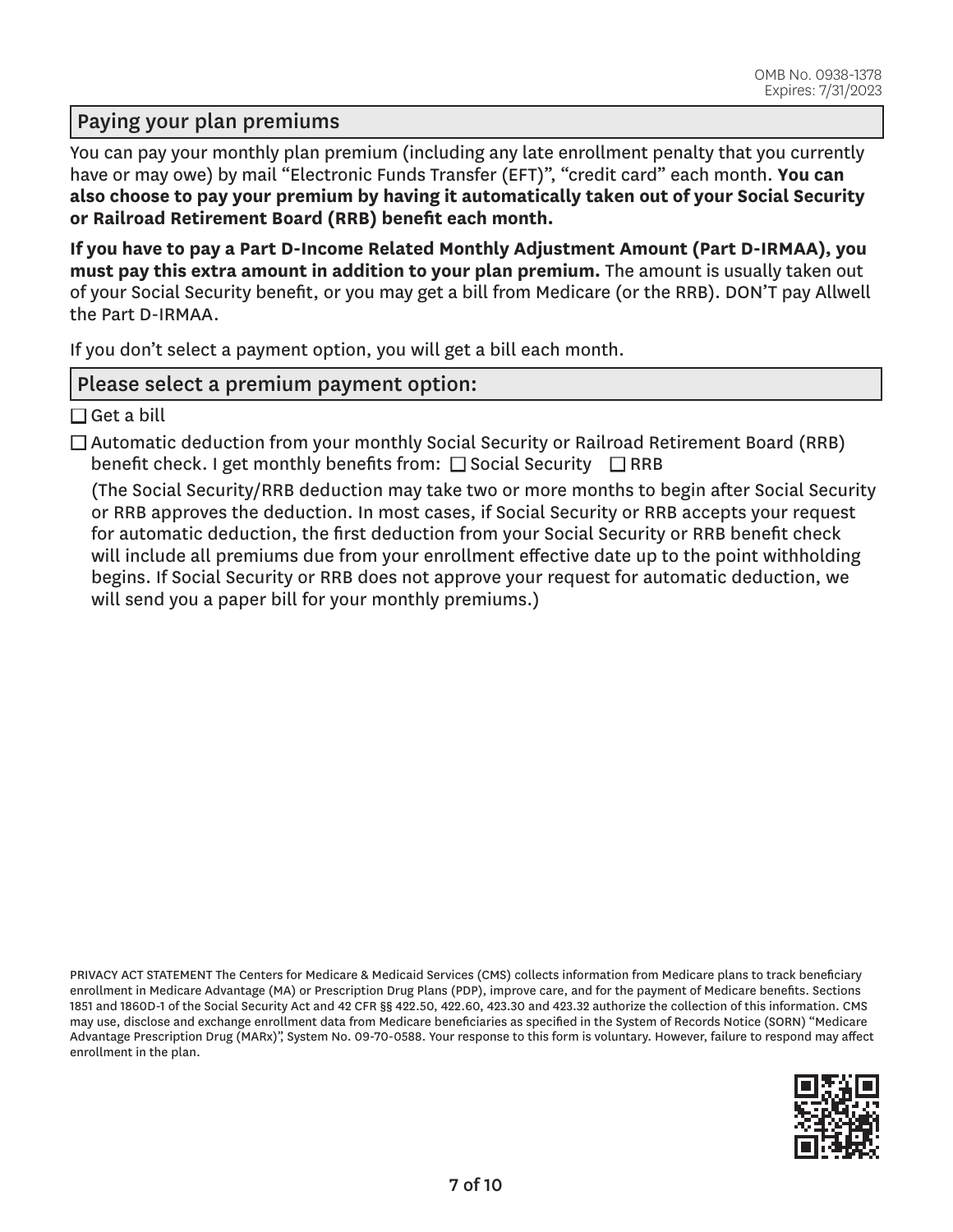OMB No. 0938-1378
Expires: 7/31/2023

## Paying your plan premiums

You can pay your monthly plan premium (including any late enrollment penalty that you currently have or may owe) by mail "Electronic Funds Transfer (EFT)", "credit card" each month. **You can also choose to pay your premium by having it automatically taken out of your Social Security or Railroad Retirement Board (RRB) benefit each month.**

**If you have to pay a Part D-Income Related Monthly Adjustment Amount (Part D-IRMAA), you must pay this extra amount in addition to your plan premium.** The amount is usually taken out of your Social Security benefit, or you may get a bill from Medicare (or the RRB). DON'T pay Allwell the Part D-IRMAA.

If you don't select a payment option, you will get a bill each month.

## Please select a premium payment option:

☐ Get a bill

☐ Automatic deduction from your monthly Social Security or Railroad Retirement Board (RRB) benefit check. I get monthly benefits from: ☐ Social Security ☐ RRB

(The Social Security/RRB deduction may take two or more months to begin after Social Security or RRB approves the deduction. In most cases, if Social Security or RRB accepts your request for automatic deduction, the first deduction from your Social Security or RRB benefit check will include all premiums due from your enrollment effective date up to the point withholding begins. If Social Security or RRB does not approve your request for automatic deduction, we will send you a paper bill for your monthly premiums.)

PRIVACY ACT STATEMENT The Centers for Medicare & Medicaid Services (CMS) collects information from Medicare plans to track beneficiary enrollment in Medicare Advantage (MA) or Prescription Drug Plans (PDP), improve care, and for the payment of Medicare benefits. Sections 1851 and 1860D-1 of the Social Security Act and 42 CFR §§ 422.50, 422.60, 423.30 and 423.32 authorize the collection of this information. CMS may use, disclose and exchange enrollment data from Medicare beneficiaries as specified in the System of Records Notice (SORN) "Medicare Advantage Prescription Drug (MARx)", System No. 09-70-0588. Your response to this form is voluntary. However, failure to respond may affect enrollment in the plan.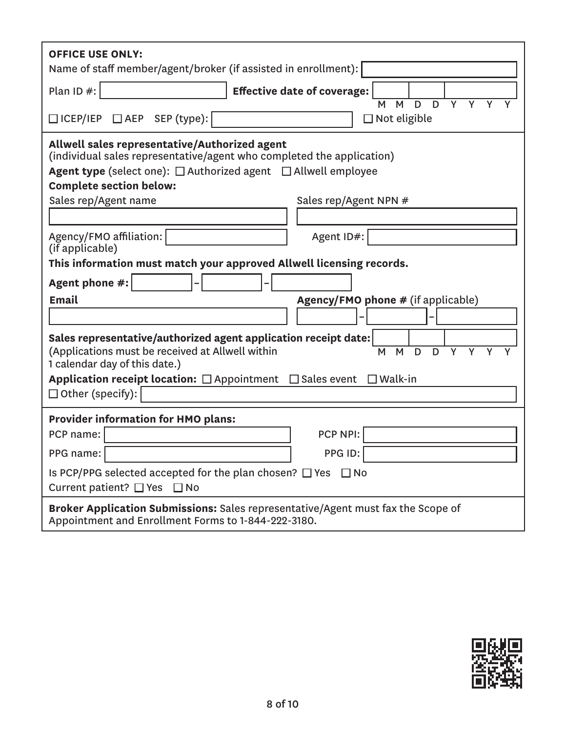**OFFICE USE ONLY:**

Name of staff member/agent/broker (if assisted in enrollment): ____________________

Plan ID #: ____________ **Effective date of coverage:** ____ ____ ________ (M M D D Y Y Y Y)

☐ ICEP/IEP ☐ AEP SEP (type): ____________________ ☐ Not eligible

**Allwell sales representative/Authorized agent**
(individual sales representative/agent who completed the application)

**Agent type** (select one): ☐ Authorized agent ☐ Allwell employee

**Complete section below:**

Sales rep/Agent name: ____________________

Sales rep/Agent NPN #: ____________________

Agency/FMO affiliation: ____________________
(if applicable)

Agent ID#: ____________________

**This information must match your approved Allwell licensing records.**

**Agent phone #:** ______ – ______ – ______

**Email:** ____________________

**Agency/FMO phone #** (if applicable): ______ – ______ – ______

**Sales representative/authorized agent application receipt date:** ____ ____ ________ (M M D D Y Y Y Y)
(Applications must be received at Allwell within 1 calendar day of this date.)

**Application receipt location:** ☐ Appointment ☐ Sales event ☐ Walk-in
☐ Other (specify): ____________________

**Provider information for HMO plans:**

PCP name: ____________________ PCP NPI: ____________________

PPG name: ____________________ PPG ID: ____________________

Is PCP/PPG selected accepted for the plan chosen? ☐ Yes ☐ No

Current patient? ☐ Yes ☐ No

**Broker Application Submissions:** Sales representative/Agent must fax the Scope of Appointment and Enrollment Forms to 1-844-222-3180.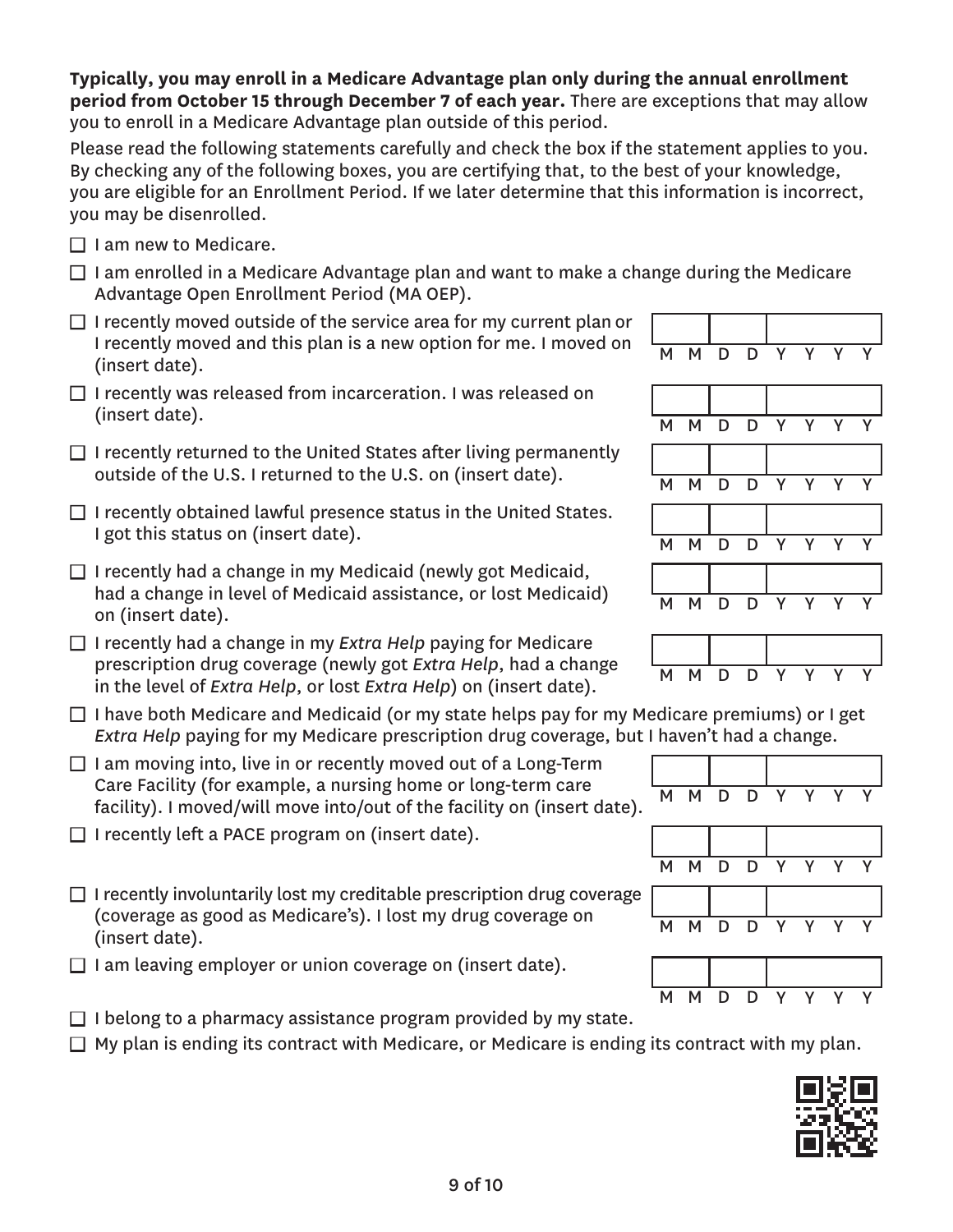**Typically, you may enroll in a Medicare Advantage plan only during the annual enrollment period from October 15 through December 7 of each year.** There are exceptions that may allow you to enroll in a Medicare Advantage plan outside of this period.

Please read the following statements carefully and check the box if the statement applies to you. By checking any of the following boxes, you are certifying that, to the best of your knowledge, you are eligible for an Enrollment Period. If we later determine that this information is incorrect, you may be disenrolled.

- ☐ I am new to Medicare.
- ☐ I am enrolled in a Medicare Advantage plan and want to make a change during the Medicare Advantage Open Enrollment Period (MA OEP).
- ☐ I recently moved outside of the service area for my current plan or I recently moved and this plan is a new option for me. I moved on (insert date). MM DD YYYY
- ☐ I recently was released from incarceration. I was released on (insert date). MM DD YYYY
- ☐ I recently returned to the United States after living permanently outside of the U.S. I returned to the U.S. on (insert date). MM DD YYYY
- ☐ I recently obtained lawful presence status in the United States. I got this status on (insert date). MM DD YYYY
- ☐ I recently had a change in my Medicaid (newly got Medicaid, had a change in level of Medicaid assistance, or lost Medicaid) on (insert date). MM DD YYYY
- ☐ I recently had a change in my *Extra Help* paying for Medicare prescription drug coverage (newly got *Extra Help*, had a change in the level of *Extra Help*, or lost *Extra Help*) on (insert date). MM DD YYYY
- ☐ I have both Medicare and Medicaid (or my state helps pay for my Medicare premiums) or I get *Extra Help* paying for my Medicare prescription drug coverage, but I haven't had a change.
- ☐ I am moving into, live in or recently moved out of a Long-Term Care Facility (for example, a nursing home or long-term care facility). I moved/will move into/out of the facility on (insert date). MM DD YYYY
- ☐ I recently left a PACE program on (insert date). MM DD YYYY
- ☐ I recently involuntarily lost my creditable prescription drug coverage (coverage as good as Medicare's). I lost my drug coverage on (insert date). MM DD YYYY
- ☐ I am leaving employer or union coverage on (insert date). MM DD YYYY
- ☐ I belong to a pharmacy assistance program provided by my state.
- ☐ My plan is ending its contract with Medicare, or Medicare is ending its contract with my plan.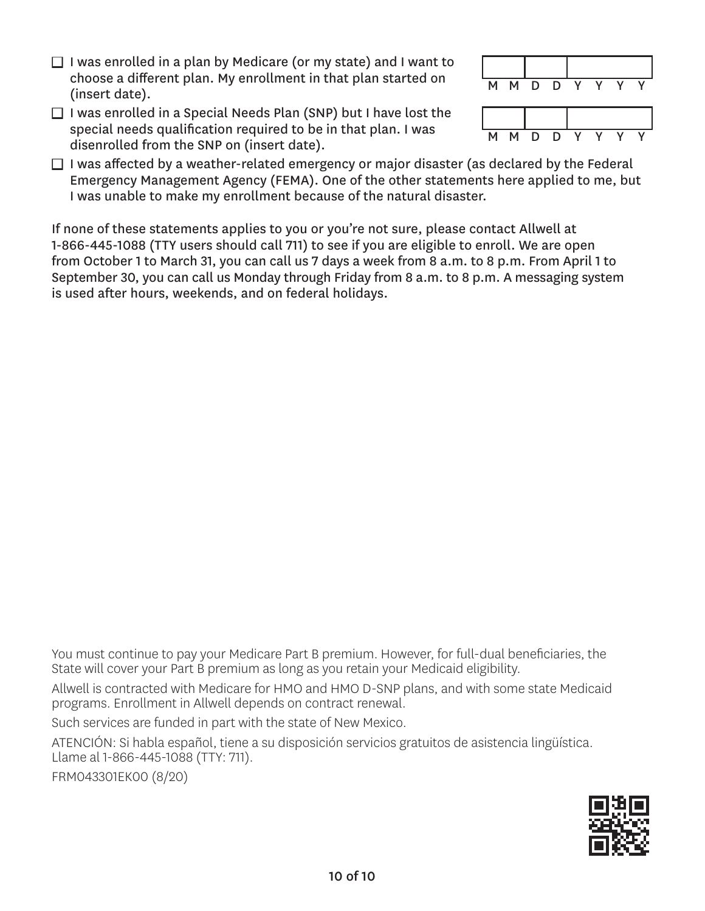- ☐ I was enrolled in a plan by Medicare (or my state) and I want to choose a different plan. My enrollment in that plan started on (insert date).

| | | |
|---|---|---|
| M M | D D | Y Y Y Y |

- ☐ I was enrolled in a Special Needs Plan (SNP) but I have lost the special needs qualification required to be in that plan. I was disenrolled from the SNP on (insert date).

| | | |
|---|---|---|
| M M | D D | Y Y Y Y |

- ☐ I was affected by a weather-related emergency or major disaster (as declared by the Federal Emergency Management Agency (FEMA). One of the other statements here applied to me, but I was unable to make my enrollment because of the natural disaster.

If none of these statements applies to you or you're not sure, please contact Allwell at 1-866-445-1088 (TTY users should call 711) to see if you are eligible to enroll. We are open from October 1 to March 31, you can call us 7 days a week from 8 a.m. to 8 p.m. From April 1 to September 30, you can call us Monday through Friday from 8 a.m. to 8 p.m. A messaging system is used after hours, weekends, and on federal holidays.

You must continue to pay your Medicare Part B premium. However, for full-dual beneficiaries, the State will cover your Part B premium as long as you retain your Medicaid eligibility.

Allwell is contracted with Medicare for HMO and HMO D-SNP plans, and with some state Medicaid programs. Enrollment in Allwell depends on contract renewal.

Such services are funded in part with the state of New Mexico.

ATENCIÓN: Si habla español, tiene a su disposición servicios gratuitos de asistencia lingüística. Llame al 1-866-445-1088 (TTY: 711).

FRM043301EK00 (8/20)